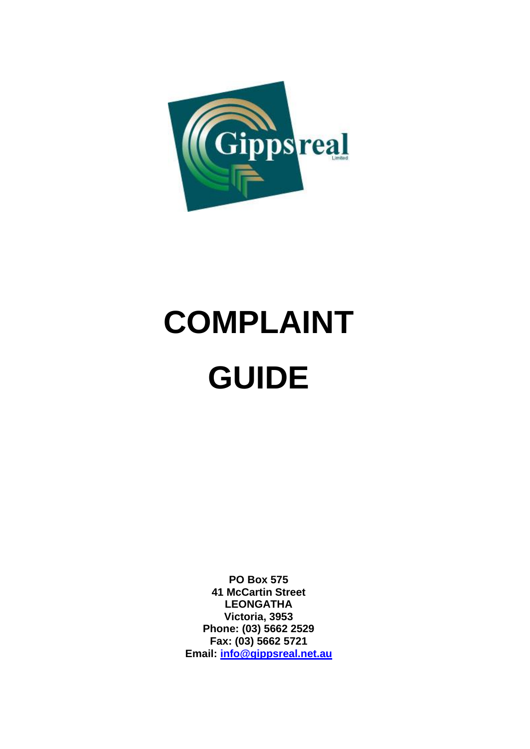# COMPLAINT GUIDE

**PO Box 575**
**41 McCartin Street**
**LEONGATHA**
**Victoria, 3953**
**Phone: (03) 5662 2529**
**Fax: (03) 5662 5721**
**Email: info@gippsreal.net.au**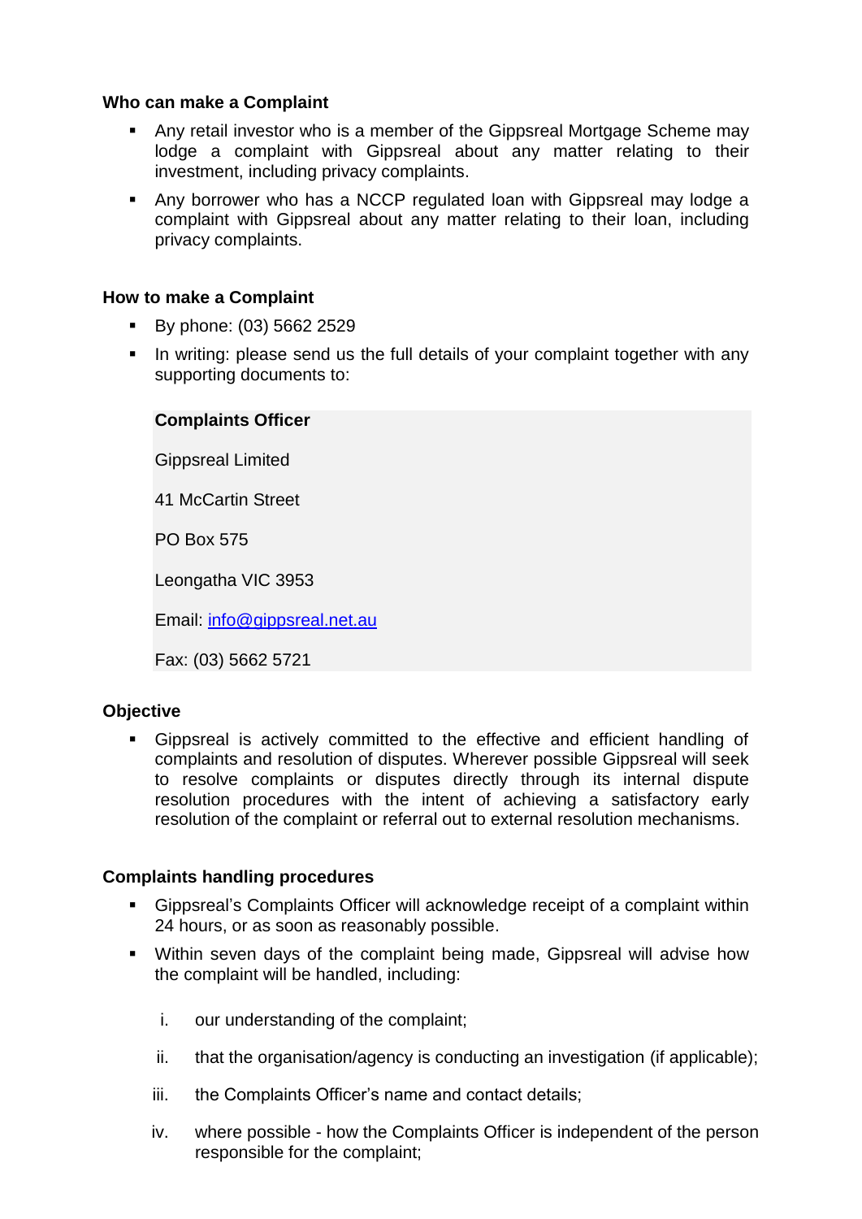**Who can make a Complaint**

- Any retail investor who is a member of the Gippsreal Mortgage Scheme may lodge a complaint with Gippsreal about any matter relating to their investment, including privacy complaints.
- Any borrower who has a NCCP regulated loan with Gippsreal may lodge a complaint with Gippsreal about any matter relating to their loan, including privacy complaints.

**How to make a Complaint**

- By phone: (03) 5662 2529
- In writing: please send us the full details of your complaint together with any supporting documents to:

  **Complaints Officer**

  Gippsreal Limited

  41 McCartin Street

  PO Box 575

  Leongatha VIC 3953

  Email: info@gippsreal.net.au

  Fax: (03) 5662 5721

**Objective**

- Gippsreal is actively committed to the effective and efficient handling of complaints and resolution of disputes. Wherever possible Gippsreal will seek to resolve complaints or disputes directly through its internal dispute resolution procedures with the intent of achieving a satisfactory early resolution of the complaint or referral out to external resolution mechanisms.

**Complaints handling procedures**

- Gippsreal's Complaints Officer will acknowledge receipt of a complaint within 24 hours, or as soon as reasonably possible.
- Within seven days of the complaint being made, Gippsreal will advise how the complaint will be handled, including:

  i. our understanding of the complaint;

  ii. that the organisation/agency is conducting an investigation (if applicable);

  iii. the Complaints Officer's name and contact details;

  iv. where possible - how the Complaints Officer is independent of the person responsible for the complaint;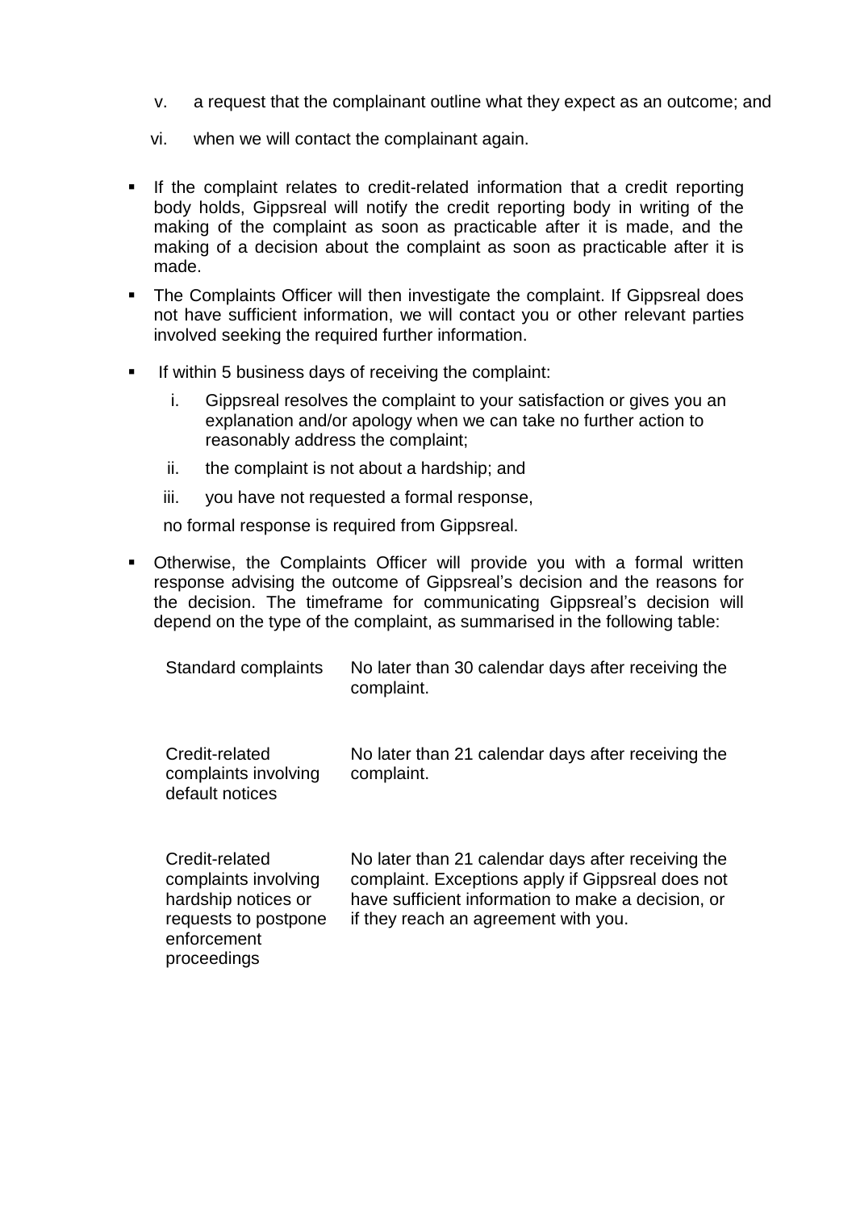v. a request that the complainant outline what they expect as an outcome; and

vi. when we will contact the complainant again.

- If the complaint relates to credit-related information that a credit reporting body holds, Gippsreal will notify the credit reporting body in writing of the making of the complaint as soon as practicable after it is made, and the making of a decision about the complaint as soon as practicable after it is made.
- The Complaints Officer will then investigate the complaint. If Gippsreal does not have sufficient information, we will contact you or other relevant parties involved seeking the required further information.
- If within 5 business days of receiving the complaint:
  i. Gippsreal resolves the complaint to your satisfaction or gives you an explanation and/or apology when we can take no further action to reasonably address the complaint;
  ii. the complaint is not about a hardship; and
  iii. you have not requested a formal response,

  no formal response is required from Gippsreal.
- Otherwise, the Complaints Officer will provide you with a formal written response advising the outcome of Gippsreal's decision and the reasons for the decision. The timeframe for communicating Gippsreal's decision will depend on the type of the complaint, as summarised in the following table:

| | |
|---|---|
| Standard complaints | No later than 30 calendar days after receiving the complaint. |
| Credit-related complaints involving default notices | No later than 21 calendar days after receiving the complaint. |
| Credit-related complaints involving hardship notices or requests to postpone enforcement proceedings | No later than 21 calendar days after receiving the complaint. Exceptions apply if Gippsreal does not have sufficient information to make a decision, or if they reach an agreement with you. |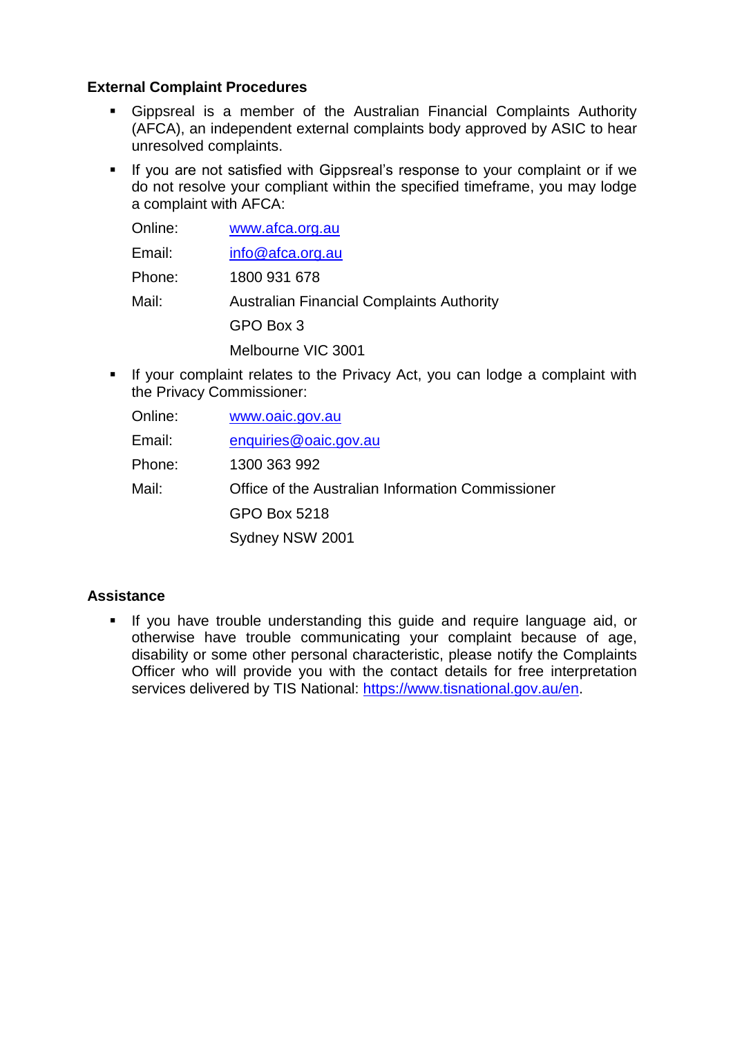## External Complaint Procedures

- Gippsreal is a member of the Australian Financial Complaints Authority (AFCA), an independent external complaints body approved by ASIC to hear unresolved complaints.
- If you are not satisfied with Gippsreal's response to your complaint or if we do not resolve your compliant within the specified timeframe, you may lodge a complaint with AFCA:

  | | |
  |---|---|
  | Online: | www.afca.org.au |
  | Email: | info@afca.org.au |
  | Phone: | 1800 931 678 |
  | Mail: | Australian Financial Complaints Authority |
  | | GPO Box 3 |
  | | Melbourne VIC 3001 |

- If your complaint relates to the Privacy Act, you can lodge a complaint with the Privacy Commissioner:

  | | |
  |---|---|
  | Online: | www.oaic.gov.au |
  | Email: | enquiries@oaic.gov.au |
  | Phone: | 1300 363 992 |
  | Mail: | Office of the Australian Information Commissioner |
  | | GPO Box 5218 |
  | | Sydney NSW 2001 |

## Assistance

- If you have trouble understanding this guide and require language aid, or otherwise have trouble communicating your complaint because of age, disability or some other personal characteristic, please notify the Complaints Officer who will provide you with the contact details for free interpretation services delivered by TIS National: https://www.tisnational.gov.au/en.